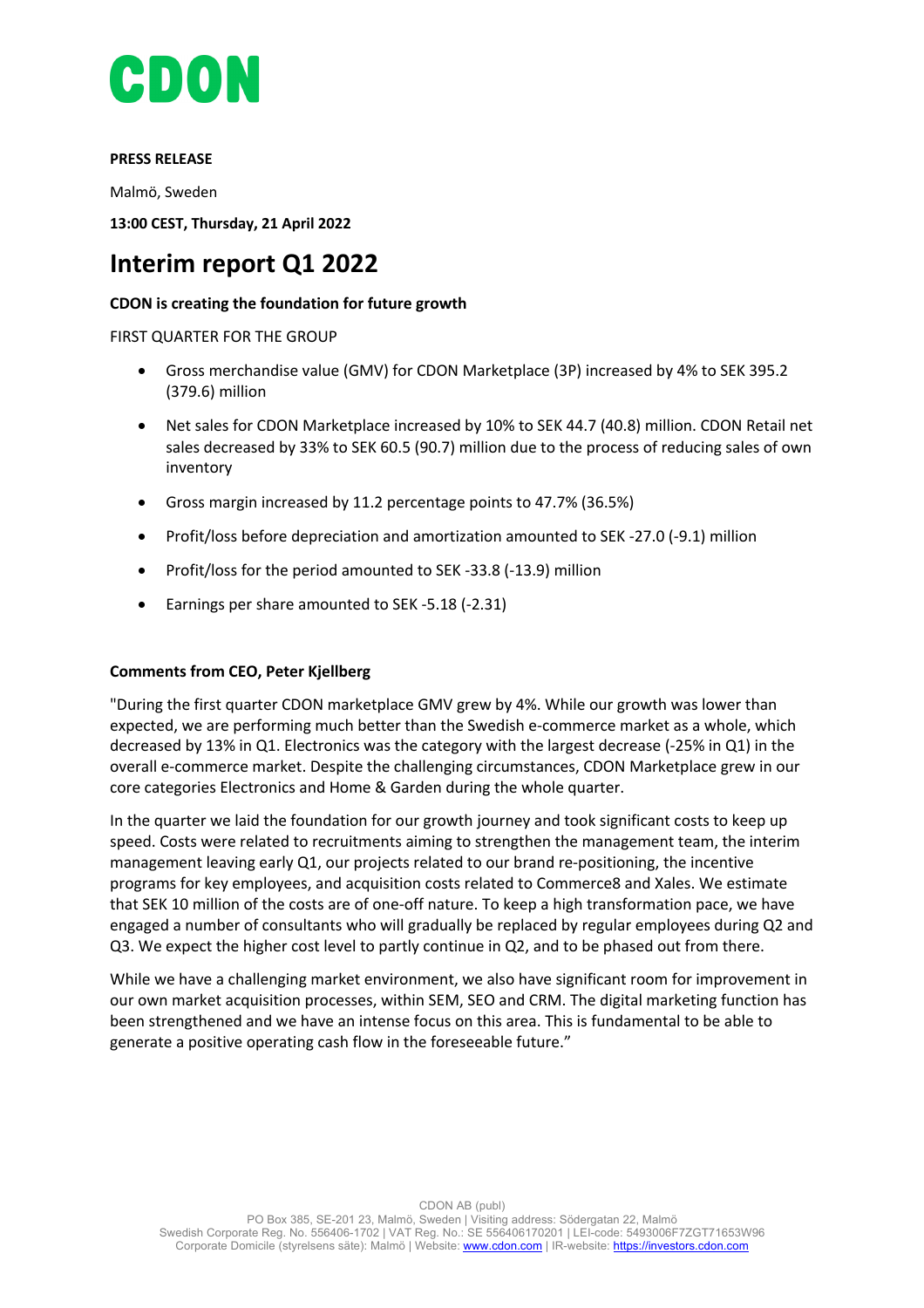# CDON

**PRESS RELEASE**

Malmö, Sweden

**13:00 CEST, Thursday, 21 April 2022**

# Interim report Q1 2022

**CDON is creating the foundation for future growth**

FIRST QUARTER FOR THE GROUP

- Gross merchandise value (GMV) for CDON Marketplace (3P) increased by 4% to SEK 395.2 (379.6) million
- Net sales for CDON Marketplace increased by 10% to SEK 44.7 (40.8) million. CDON Retail net sales decreased by 33% to SEK 60.5 (90.7) million due to the process of reducing sales of own inventory
- Gross margin increased by 11.2 percentage points to 47.7% (36.5%)
- Profit/loss before depreciation and amortization amounted to SEK -27.0 (-9.1) million
- Profit/loss for the period amounted to SEK -33.8 (-13.9) million
- Earnings per share amounted to SEK -5.18 (-2.31)

**Comments from CEO, Peter Kjellberg**

"During the first quarter CDON marketplace GMV grew by 4%. While our growth was lower than expected, we are performing much better than the Swedish e-commerce market as a whole, which decreased by 13% in Q1. Electronics was the category with the largest decrease (-25% in Q1) in the overall e-commerce market. Despite the challenging circumstances, CDON Marketplace grew in our core categories Electronics and Home & Garden during the whole quarter.

In the quarter we laid the foundation for our growth journey and took significant costs to keep up speed. Costs were related to recruitments aiming to strengthen the management team, the interim management leaving early Q1, our projects related to our brand re-positioning, the incentive programs for key employees, and acquisition costs related to Commerce8 and Xales. We estimate that SEK 10 million of the costs are of one-off nature. To keep a high transformation pace, we have engaged a number of consultants who will gradually be replaced by regular employees during Q2 and Q3. We expect the higher cost level to partly continue in Q2, and to be phased out from there.

While we have a challenging market environment, we also have significant room for improvement in our own market acquisition processes, within SEM, SEO and CRM. The digital marketing function has been strengthened and we have an intense focus on this area. This is fundamental to be able to generate a positive operating cash flow in the foreseeable future."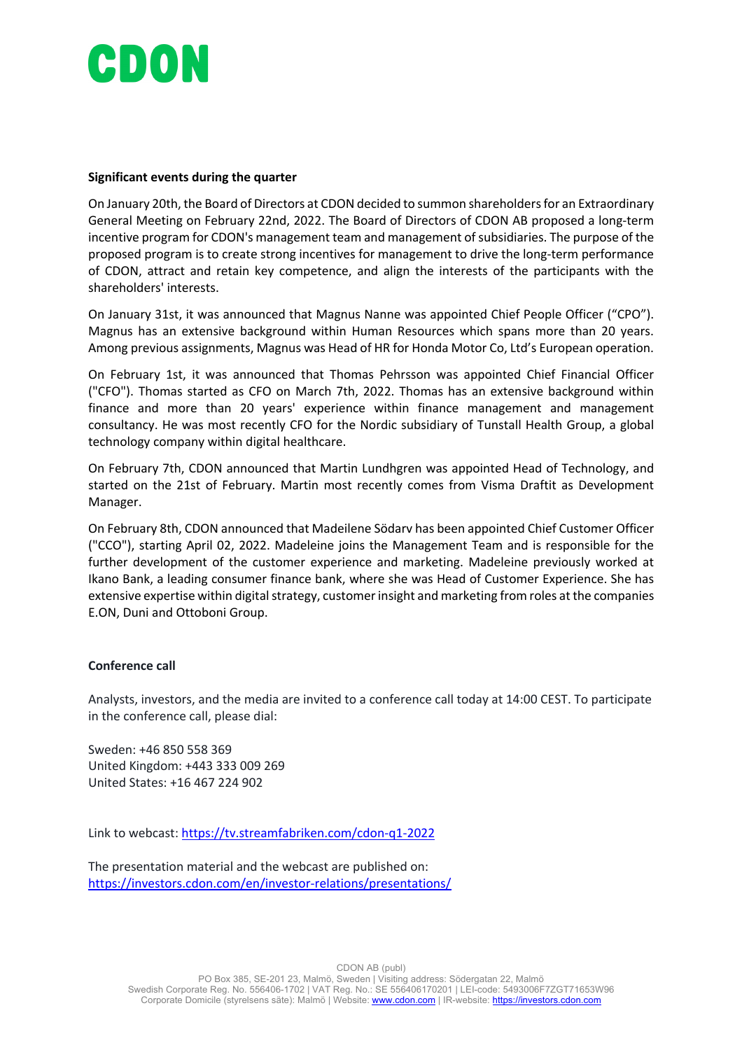**Significant events during the quarter**

On January 20th, the Board of Directors at CDON decided to summon shareholders for an Extraordinary General Meeting on February 22nd, 2022. The Board of Directors of CDON AB proposed a long-term incentive program for CDON's management team and management of subsidiaries. The purpose of the proposed program is to create strong incentives for management to drive the long-term performance of CDON, attract and retain key competence, and align the interests of the participants with the shareholders' interests.

On January 31st, it was announced that Magnus Nanne was appointed Chief People Officer ("CPO"). Magnus has an extensive background within Human Resources which spans more than 20 years. Among previous assignments, Magnus was Head of HR for Honda Motor Co, Ltd's European operation.

On February 1st, it was announced that Thomas Pehrsson was appointed Chief Financial Officer ("CFO"). Thomas started as CFO on March 7th, 2022. Thomas has an extensive background within finance and more than 20 years' experience within finance management and management consultancy. He was most recently CFO for the Nordic subsidiary of Tunstall Health Group, a global technology company within digital healthcare.

On February 7th, CDON announced that Martin Lundhgren was appointed Head of Technology, and started on the 21st of February. Martin most recently comes from Visma Draftit as Development Manager.

On February 8th, CDON announced that Madeilene Södarv has been appointed Chief Customer Officer ("CCO"), starting April 02, 2022. Madeleine joins the Management Team and is responsible for the further development of the customer experience and marketing. Madeleine previously worked at Ikano Bank, a leading consumer finance bank, where she was Head of Customer Experience. She has extensive expertise within digital strategy, customer insight and marketing from roles at the companies E.ON, Duni and Ottoboni Group.

**Conference call**

Analysts, investors, and the media are invited to a conference call today at 14:00 CEST. To participate in the conference call, please dial:

Sweden: +46 850 558 369
United Kingdom: +443 333 009 269
United States: +16 467 224 902

Link to webcast: https://tv.streamfabriken.com/cdon-q1-2022

The presentation material and the webcast are published on:
https://investors.cdon.com/en/investor-relations/presentations/

CDON AB (publ)
PO Box 385, SE-201 23, Malmö, Sweden | Visiting address: Södergatan 22, Malmö
Swedish Corporate Reg. No. 556406-1702 | VAT Reg. No.: SE 556406170201 | LEI-code: 5493006F7ZGT71653W96
Corporate Domicile (styrelsens säte): Malmö | Website: www.cdon.com | IR-website: https://investors.cdon.com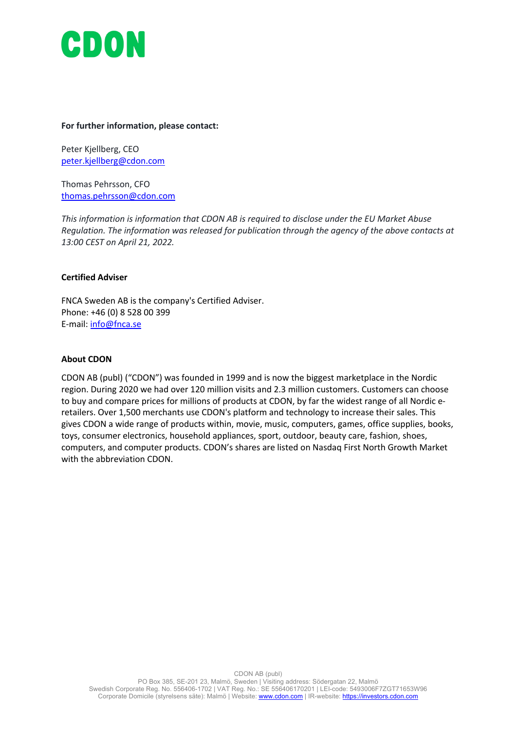**For further information, please contact:**

Peter Kjellberg, CEO
peter.kjellberg@cdon.com

Thomas Pehrsson, CFO
thomas.pehrsson@cdon.com

*This information is information that CDON AB is required to disclose under the EU Market Abuse Regulation. The information was released for publication through the agency of the above contacts at 13:00 CEST on April 21, 2022.*

**Certified Adviser**

FNCA Sweden AB is the company's Certified Adviser.
Phone: +46 (0) 8 528 00 399
E-mail: info@fnca.se

**About CDON**

CDON AB (publ) ("CDON") was founded in 1999 and is now the biggest marketplace in the Nordic region. During 2020 we had over 120 million visits and 2.3 million customers. Customers can choose to buy and compare prices for millions of products at CDON, by far the widest range of all Nordic e-retailers. Over 1,500 merchants use CDON's platform and technology to increase their sales. This gives CDON a wide range of products within, movie, music, computers, games, office supplies, books, toys, consumer electronics, household appliances, sport, outdoor, beauty care, fashion, shoes, computers, and computer products. CDON's shares are listed on Nasdaq First North Growth Market with the abbreviation CDON.